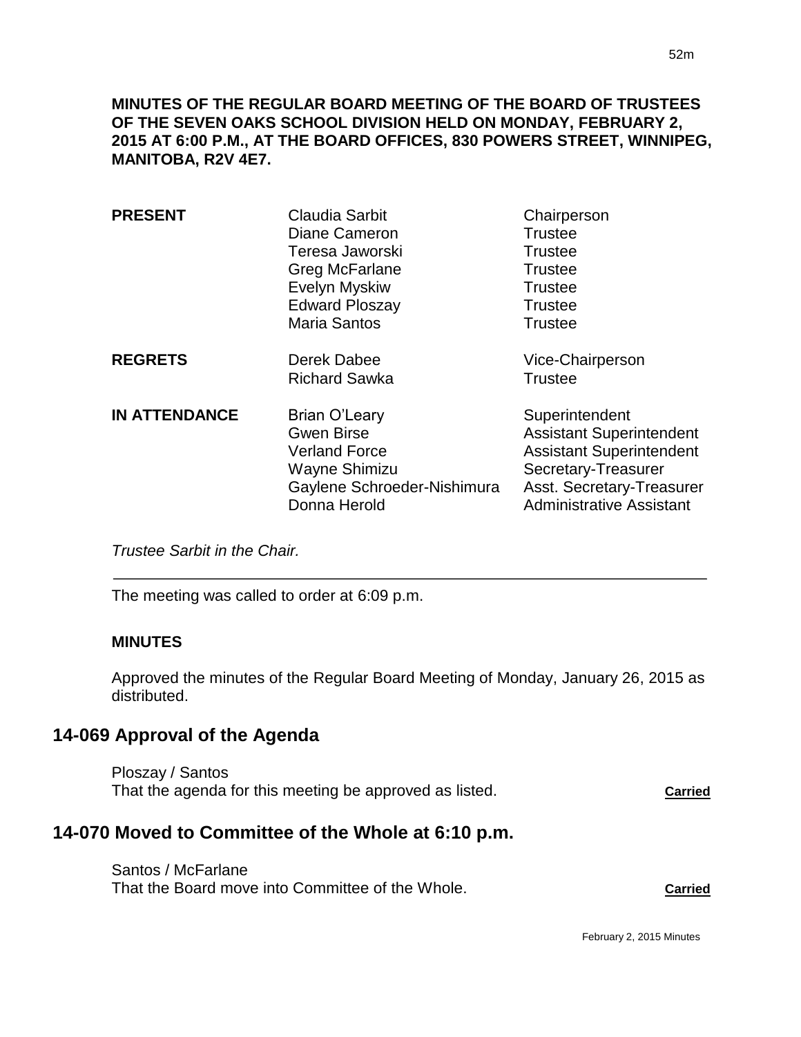**MINUTES OF THE REGULAR BOARD MEETING OF THE BOARD OF TRUSTEES OF THE SEVEN OAKS SCHOOL DIVISION HELD ON MONDAY, FEBRUARY 2, 2015 AT 6:00 P.M., AT THE BOARD OFFICES, 830 POWERS STREET, WINNIPEG, MANITOBA, R2V 4E7.**

| | | |
|---|---|---|
| **PRESENT** | Claudia Sarbit | Chairperson |
| | Diane Cameron | Trustee |
| | Teresa Jaworski | Trustee |
| | Greg McFarlane | Trustee |
| | Evelyn Myskiw | Trustee |
| | Edward Ploszay | Trustee |
| | Maria Santos | Trustee |
| **REGRETS** | Derek Dabee | Vice-Chairperson |
| | Richard Sawka | Trustee |
| **IN ATTENDANCE** | Brian O'Leary | Superintendent |
| | Gwen Birse | Assistant Superintendent |
| | Verland Force | Assistant Superintendent |
| | Wayne Shimizu | Secretary-Treasurer |
| | Gaylene Schroeder-Nishimura | Asst. Secretary-Treasurer |
| | Donna Herold | Administrative Assistant |

*Trustee Sarbit in the Chair.*

---

The meeting was called to order at 6:09 p.m.

**MINUTES**

Approved the minutes of the Regular Board Meeting of Monday, January 26, 2015 as distributed.

## 14-069 Approval of the Agenda

Ploszay / Santos
That the agenda for this meeting be approved as listed. **Carried**

## 14-070 Moved to Committee of the Whole at 6:10 p.m.

Santos / McFarlane
That the Board move into Committee of the Whole. **Carried**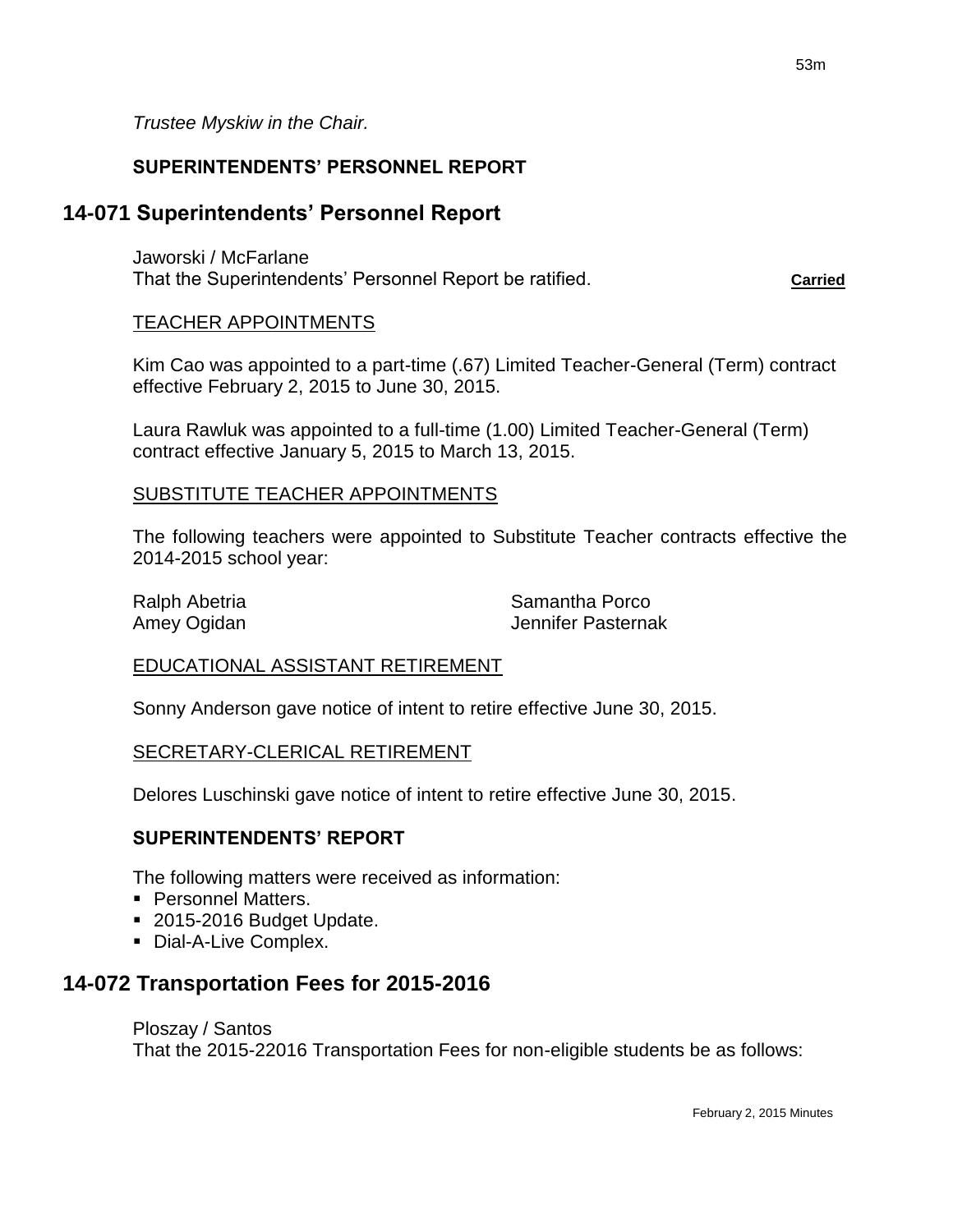*Trustee Myskiw in the Chair.*

**SUPERINTENDENTS' PERSONNEL REPORT**

## 14-071 Superintendents' Personnel Report

Jaworski / McFarlane
That the Superintendents' Personnel Report be ratified. **Carried**

TEACHER APPOINTMENTS

Kim Cao was appointed to a part-time (.67) Limited Teacher-General (Term) contract effective February 2, 2015 to June 30, 2015.

Laura Rawluk was appointed to a full-time (1.00) Limited Teacher-General (Term) contract effective January 5, 2015 to March 13, 2015.

SUBSTITUTE TEACHER APPOINTMENTS

The following teachers were appointed to Substitute Teacher contracts effective the 2014-2015 school year:

Ralph Abetria
Amey Ogidan
Samantha Porco
Jennifer Pasternak

EDUCATIONAL ASSISTANT RETIREMENT

Sonny Anderson gave notice of intent to retire effective June 30, 2015.

SECRETARY-CLERICAL RETIREMENT

Delores Luschinski gave notice of intent to retire effective June 30, 2015.

**SUPERINTENDENTS' REPORT**

The following matters were received as information:

- Personnel Matters.
- 2015-2016 Budget Update.
- Dial-A-Live Complex.

## 14-072 Transportation Fees for 2015-2016

Ploszay / Santos
That the 2015-22016 Transportation Fees for non-eligible students be as follows: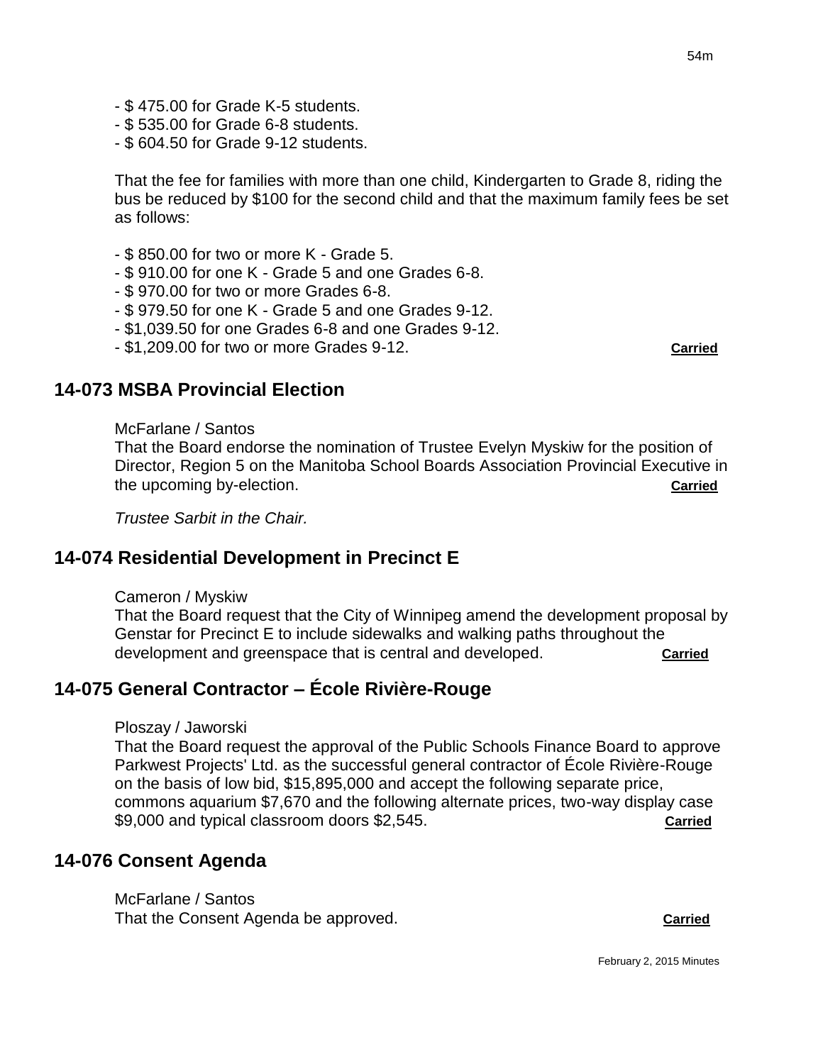- $ 475.00 for Grade K-5 students.
- $ 535.00 for Grade 6-8 students.
- $ 604.50 for Grade 9-12 students.

That the fee for families with more than one child, Kindergarten to Grade 8, riding the bus be reduced by $100 for the second child and that the maximum family fees be set as follows:

- $ 850.00 for two or more K - Grade 5.
- $ 910.00 for one K - Grade 5 and one Grades 6-8.
- $ 970.00 for two or more Grades 6-8.
- $ 979.50 for one K - Grade 5 and one Grades 9-12.
- $1,039.50 for one Grades 6-8 and one Grades 9-12.
- $1,209.00 for two or more Grades 9-12. **Carried**

## 14-073 MSBA Provincial Election

McFarlane / Santos
That the Board endorse the nomination of Trustee Evelyn Myskiw for the position of Director, Region 5 on the Manitoba School Boards Association Provincial Executive in the upcoming by-election. **Carried**

*Trustee Sarbit in the Chair.*

## 14-074 Residential Development in Precinct E

Cameron / Myskiw
That the Board request that the City of Winnipeg amend the development proposal by Genstar for Precinct E to include sidewalks and walking paths throughout the development and greenspace that is central and developed. **Carried**

## 14-075 General Contractor – École Rivière-Rouge

Ploszay / Jaworski
That the Board request the approval of the Public Schools Finance Board to approve Parkwest Projects' Ltd. as the successful general contractor of École Rivière-Rouge on the basis of low bid, $15,895,000 and accept the following separate price, commons aquarium $7,670 and the following alternate prices, two-way display case $9,000 and typical classroom doors $2,545. **Carried**

## 14-076 Consent Agenda

McFarlane / Santos
That the Consent Agenda be approved. **Carried**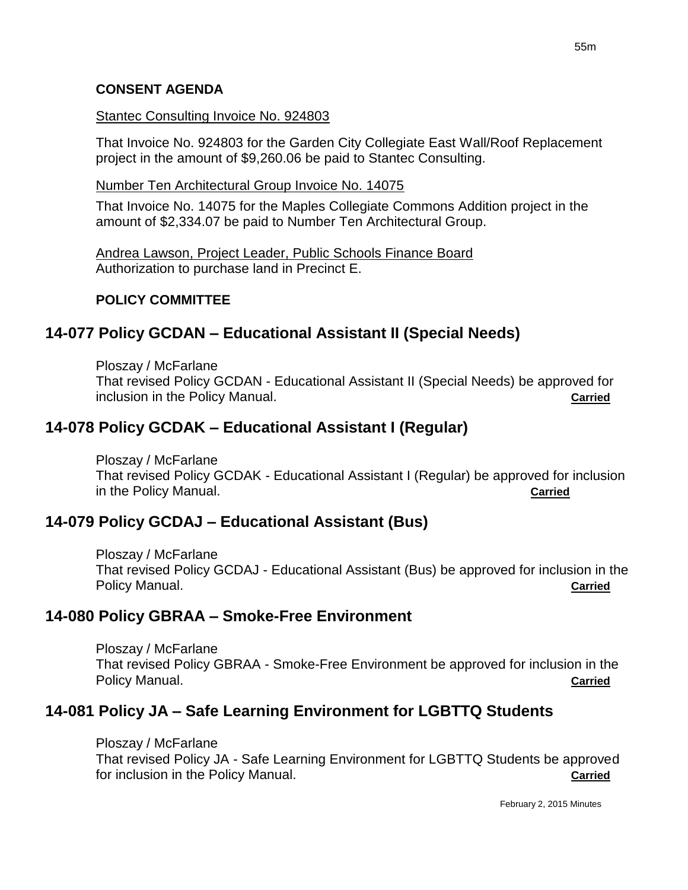**CONSENT AGENDA**

Stantec Consulting Invoice No. 924803

That Invoice No. 924803 for the Garden City Collegiate East Wall/Roof Replacement project in the amount of $9,260.06 be paid to Stantec Consulting.

Number Ten Architectural Group Invoice No. 14075

That Invoice No. 14075 for the Maples Collegiate Commons Addition project in the amount of $2,334.07 be paid to Number Ten Architectural Group.

Andrea Lawson, Project Leader, Public Schools Finance Board
Authorization to purchase land in Precinct E.

**POLICY COMMITTEE**

## 14-077 Policy GCDAN – Educational Assistant II (Special Needs)

Ploszay / McFarlane
That revised Policy GCDAN - Educational Assistant II (Special Needs) be approved for inclusion in the Policy Manual. **Carried**

## 14-078 Policy GCDAK – Educational Assistant I (Regular)

Ploszay / McFarlane
That revised Policy GCDAK - Educational Assistant I (Regular) be approved for inclusion in the Policy Manual. **Carried**

## 14-079 Policy GCDAJ – Educational Assistant (Bus)

Ploszay / McFarlane
That revised Policy GCDAJ - Educational Assistant (Bus) be approved for inclusion in the Policy Manual. **Carried**

## 14-080 Policy GBRAA – Smoke-Free Environment

Ploszay / McFarlane
That revised Policy GBRAA - Smoke-Free Environment be approved for inclusion in the Policy Manual. **Carried**

## 14-081 Policy JA – Safe Learning Environment for LGBTTQ Students

Ploszay / McFarlane
That revised Policy JA - Safe Learning Environment for LGBTTQ Students be approved for inclusion in the Policy Manual. **Carried**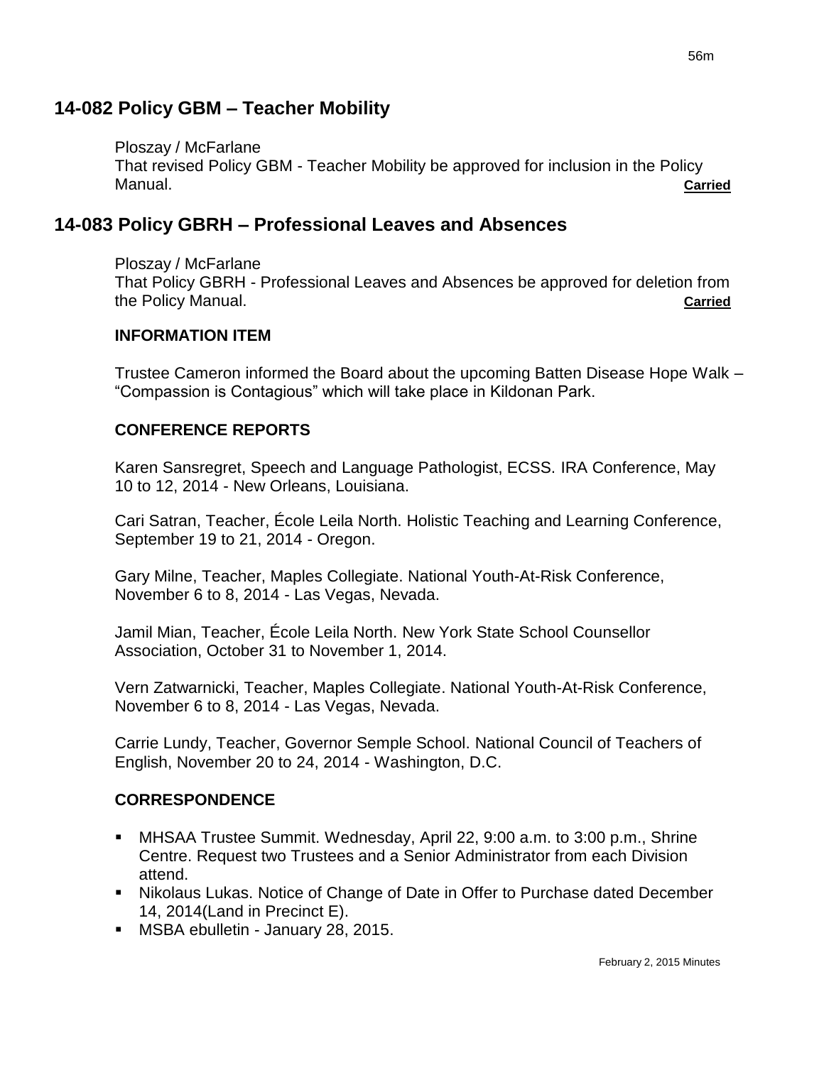## 14-082 Policy GBM – Teacher Mobility

Ploszay / McFarlane
That revised Policy GBM - Teacher Mobility be approved for inclusion in the Policy Manual. **Carried**

## 14-083 Policy GBRH – Professional Leaves and Absences

Ploszay / McFarlane
That Policy GBRH - Professional Leaves and Absences be approved for deletion from the Policy Manual. **Carried**

### INFORMATION ITEM

Trustee Cameron informed the Board about the upcoming Batten Disease Hope Walk – "Compassion is Contagious" which will take place in Kildonan Park.

### CONFERENCE REPORTS

Karen Sansregret, Speech and Language Pathologist, ECSS. IRA Conference, May 10 to 12, 2014 - New Orleans, Louisiana.

Cari Satran, Teacher, École Leila North. Holistic Teaching and Learning Conference, September 19 to 21, 2014 - Oregon.

Gary Milne, Teacher, Maples Collegiate. National Youth-At-Risk Conference, November 6 to 8, 2014 - Las Vegas, Nevada.

Jamil Mian, Teacher, École Leila North. New York State School Counsellor Association, October 31 to November 1, 2014.

Vern Zatwarnicki, Teacher, Maples Collegiate. National Youth-At-Risk Conference, November 6 to 8, 2014 - Las Vegas, Nevada.

Carrie Lundy, Teacher, Governor Semple School. National Council of Teachers of English, November 20 to 24, 2014 - Washington, D.C.

### CORRESPONDENCE

- MHSAA Trustee Summit. Wednesday, April 22, 9:00 a.m. to 3:00 p.m., Shrine Centre. Request two Trustees and a Senior Administrator from each Division attend.
- Nikolaus Lukas. Notice of Change of Date in Offer to Purchase dated December 14, 2014(Land in Precinct E).
- MSBA ebulletin - January 28, 2015.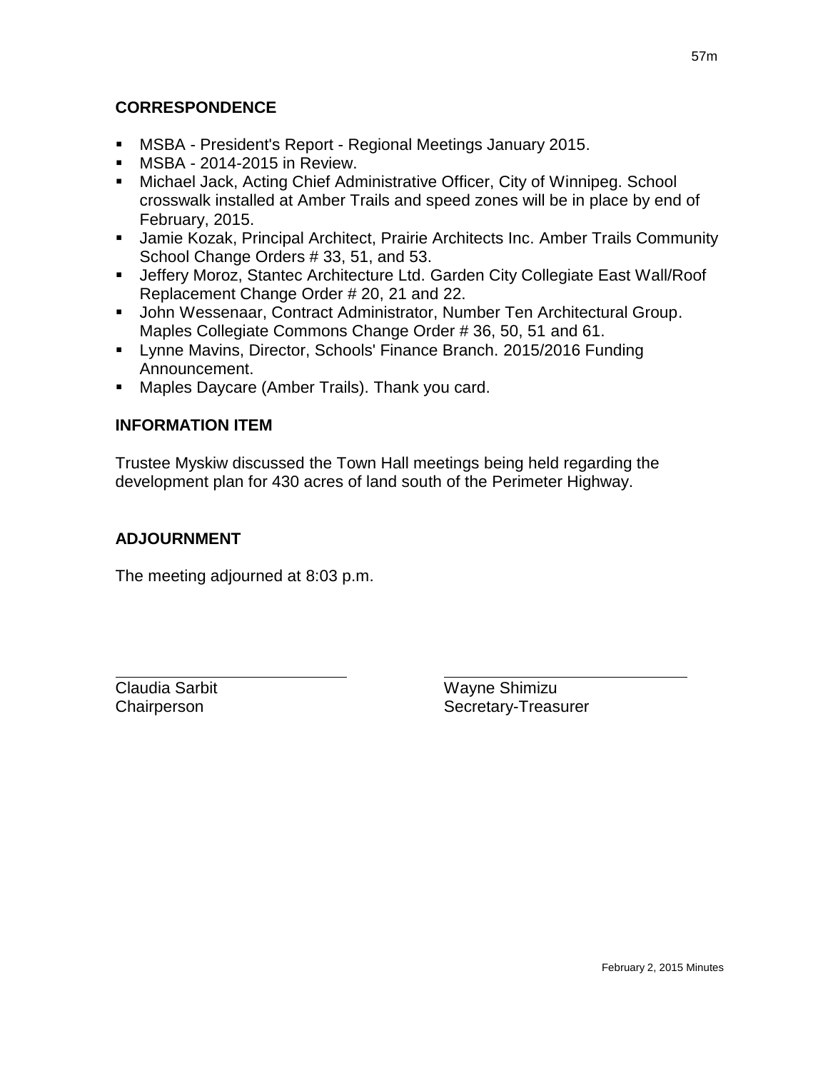## CORRESPONDENCE

- MSBA - President's Report - Regional Meetings January 2015.
- MSBA - 2014-2015 in Review.
- Michael Jack, Acting Chief Administrative Officer, City of Winnipeg. School crosswalk installed at Amber Trails and speed zones will be in place by end of February, 2015.
- Jamie Kozak, Principal Architect, Prairie Architects Inc. Amber Trails Community School Change Orders # 33, 51, and 53.
- Jeffery Moroz, Stantec Architecture Ltd. Garden City Collegiate East Wall/Roof Replacement Change Order # 20, 21 and 22.
- John Wessenaar, Contract Administrator, Number Ten Architectural Group. Maples Collegiate Commons Change Order # 36, 50, 51 and 61.
- Lynne Mavins, Director, Schools' Finance Branch. 2015/2016 Funding Announcement.
- Maples Daycare (Amber Trails). Thank you card.

## INFORMATION ITEM

Trustee Myskiw discussed the Town Hall meetings being held regarding the development plan for 430 acres of land south of the Perimeter Highway.

## ADJOURNMENT

The meeting adjourned at 8:03 p.m.

Claudia Sarbit
Chairperson

Wayne Shimizu
Secretary-Treasurer